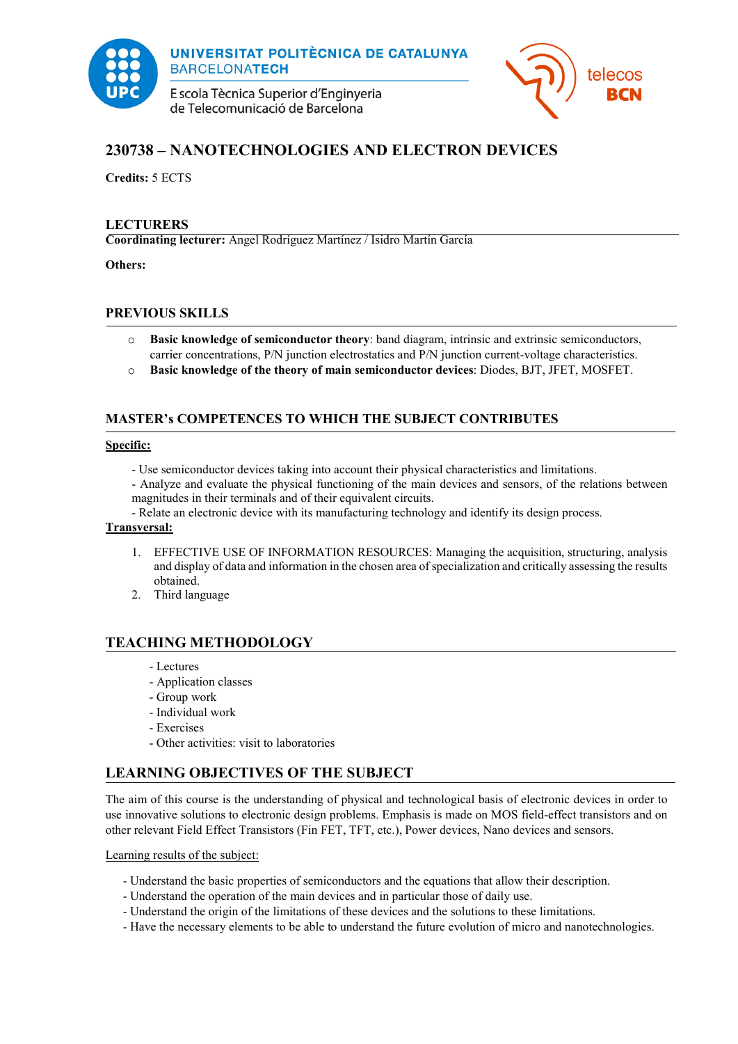# 230738 – NANOTECHNOLOGIES AND ELECTRON DEVICES

**Credits:** 5 ECTS

## LECTURERS

**Coordinating lecturer:** Angel Rodríguez Martínez / Isidro Martín García

**Others:**

## PREVIOUS SKILLS

- **Basic knowledge of semiconductor theory**: band diagram, intrinsic and extrinsic semiconductors, carrier concentrations, P/N junction electrostatics and P/N junction current-voltage characteristics.
- **Basic knowledge of the theory of main semiconductor devices**: Diodes, BJT, JFET, MOSFET.

## MASTER's COMPETENCES TO WHICH THE SUBJECT CONTRIBUTES

**Specific:**

- Use semiconductor devices taking into account their physical characteristics and limitations.
- Analyze and evaluate the physical functioning of the main devices and sensors, of the relations between magnitudes in their terminals and of their equivalent circuits.
- Relate an electronic device with its manufacturing technology and identify its design process.

**Transversal:**

1. EFFECTIVE USE OF INFORMATION RESOURCES: Managing the acquisition, structuring, analysis and display of data and information in the chosen area of specialization and critically assessing the results obtained.
2. Third language

## TEACHING METHODOLOGY

- Lectures
- Application classes
- Group work
- Individual work
- Exercises
- Other activities: visit to laboratories

## LEARNING OBJECTIVES OF THE SUBJECT

The aim of this course is the understanding of physical and technological basis of electronic devices in order to use innovative solutions to electronic design problems. Emphasis is made on MOS field-effect transistors and on other relevant Field Effect Transistors (Fin FET, TFT, etc.), Power devices, Nano devices and sensors.

Learning results of the subject:

- Understand the basic properties of semiconductors and the equations that allow their description.
- Understand the operation of the main devices and in particular those of daily use.
- Understand the origin of the limitations of these devices and the solutions to these limitations.
- Have the necessary elements to be able to understand the future evolution of micro and nanotechnologies.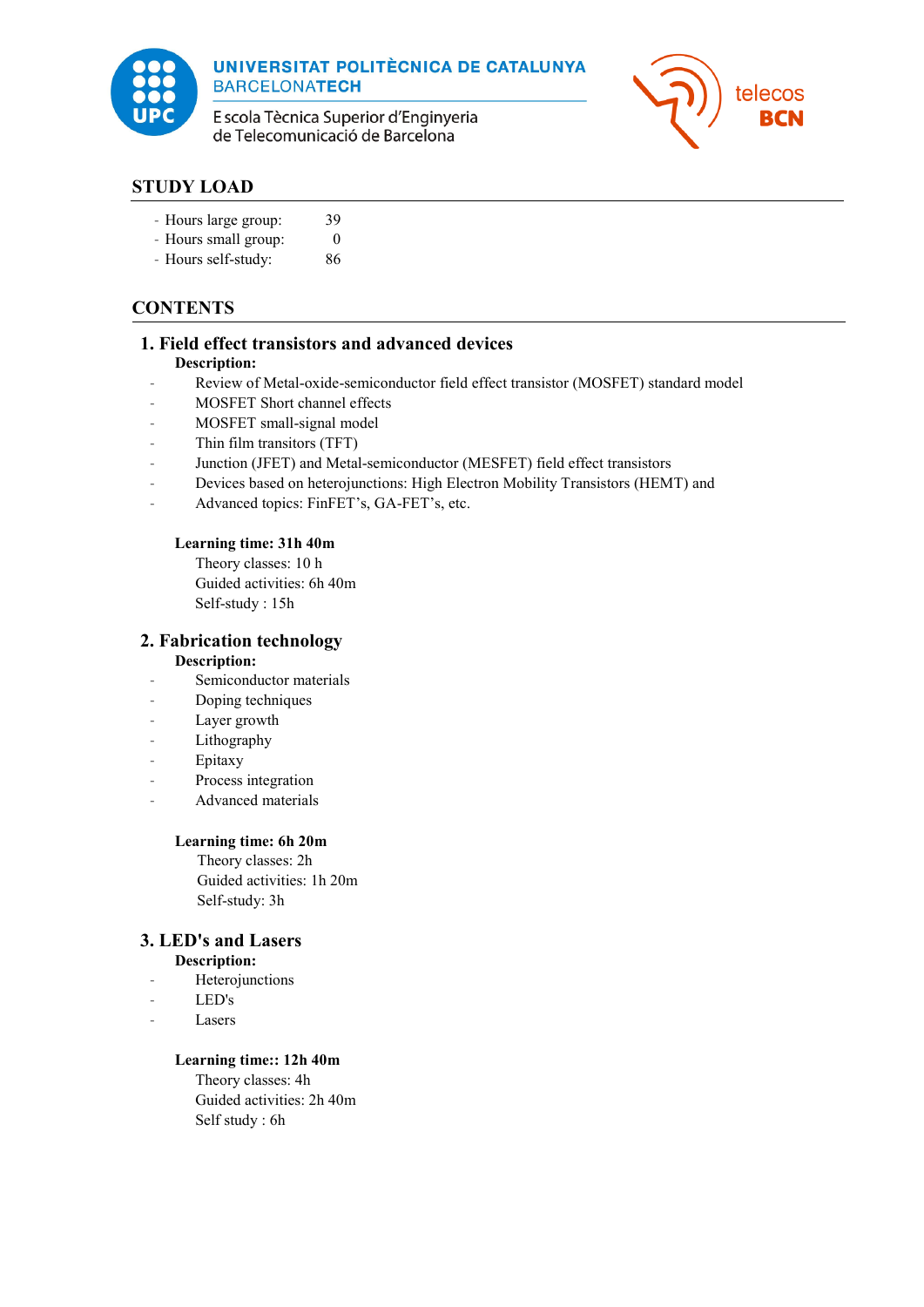## STUDY LOAD

- Hours large group: 39
- Hours small group: 0
- Hours self-study: 86

## CONTENTS

### 1. Field effect transistors and advanced devices

**Description:**

- Review of Metal-oxide-semiconductor field effect transistor (MOSFET) standard model
- MOSFET Short channel effects
- MOSFET small-signal model
- Thin film transitors (TFT)
- Junction (JFET) and Metal-semiconductor (MESFET) field effect transistors
- Devices based on heterojunctions: High Electron Mobility Transistors (HEMT) and
- Advanced topics: FinFET's, GA-FET's, etc.

**Learning time: 31h 40m**

Theory classes: 10 h
Guided activities: 6h 40m
Self-study : 15h

### 2. Fabrication technology

**Description:**

- Semiconductor materials
- Doping techniques
- Layer growth
- Lithography
- Epitaxy
- Process integration
- Advanced materials

**Learning time: 6h 20m**

Theory classes: 2h
Guided activities: 1h 20m
Self-study: 3h

### 3. LED's and Lasers

**Description:**

- Heterojunctions
- LED's
- Lasers

**Learning time:: 12h 40m**

Theory classes: 4h
Guided activities: 2h 40m
Self study : 6h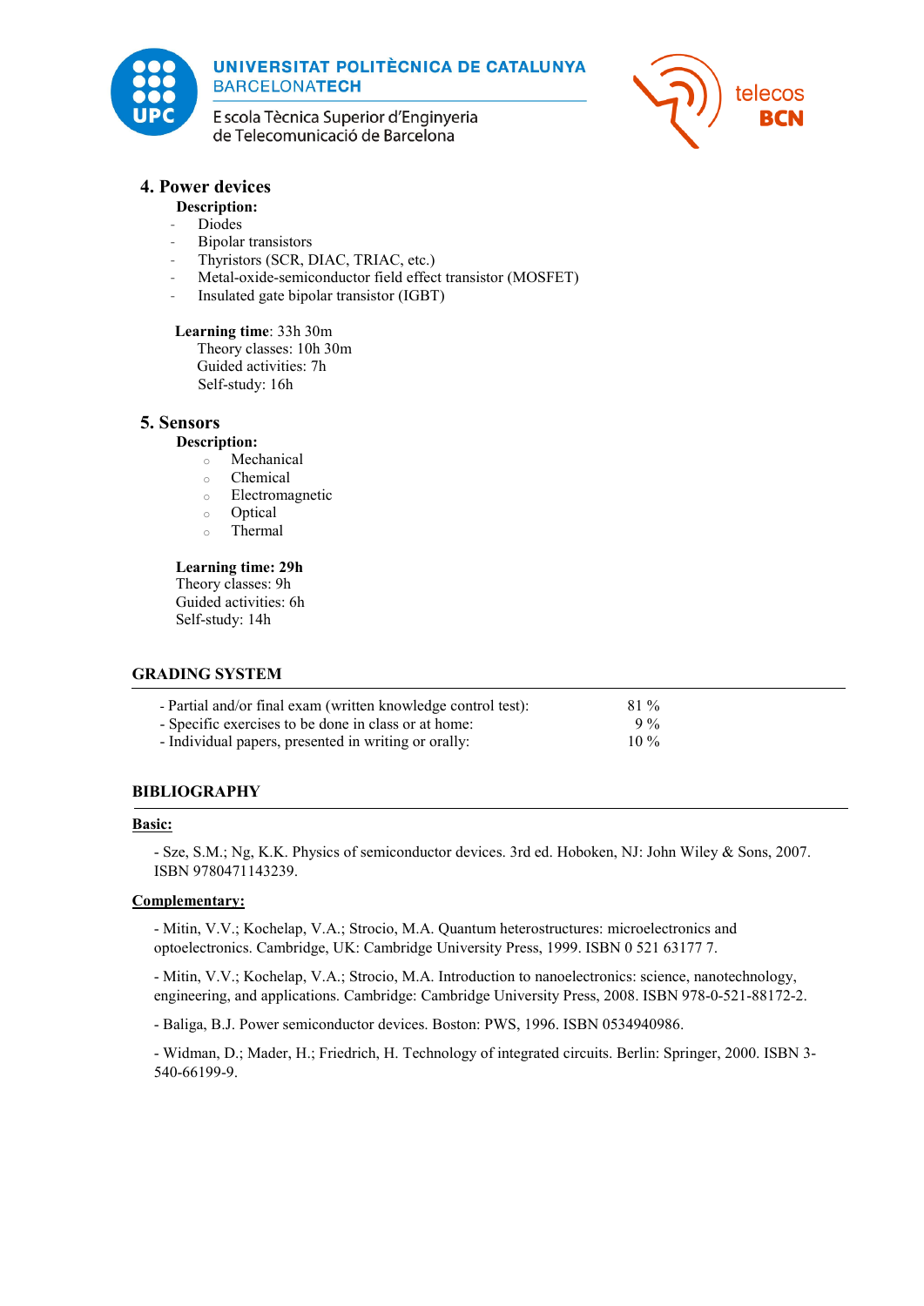### 4. Power devices

**Description:**

- Diodes
- Bipolar transistors
- Thyristors (SCR, DIAC, TRIAC, etc.)
- Metal-oxide-semiconductor field effect transistor (MOSFET)
- Insulated gate bipolar transistor (IGBT)

**Learning time**: 33h 30m
Theory classes: 10h 30m
Guided activities: 7h
Self-study: 16h

### 5. Sensors

**Description:**

- Mechanical
- Chemical
- Electromagnetic
- Optical
- Thermal

**Learning time: 29h**
Theory classes: 9h
Guided activities: 6h
Self-study: 14h

## GRADING SYSTEM

| | |
|---|---|
| - Partial and/or final exam (written knowledge control test): | 81 % |
| - Specific exercises to be done in class or at home: | 9 % |
| - Individual papers, presented in writing or orally: | 10 % |

## BIBLIOGRAPHY

**Basic:**

- Sze, S.M.; Ng, K.K. Physics of semiconductor devices. 3rd ed. Hoboken, NJ: John Wiley & Sons, 2007. ISBN 9780471143239.

**Complementary:**

- Mitin, V.V.; Kochelap, V.A.; Strocio, M.A. Quantum heterostructures: microelectronics and optoelectronics. Cambridge, UK: Cambridge University Press, 1999. ISBN 0 521 63177 7.

- Mitin, V.V.; Kochelap, V.A.; Strocio, M.A. Introduction to nanoelectronics: science, nanotechnology, engineering, and applications. Cambridge: Cambridge University Press, 2008. ISBN 978-0-521-88172-2.

- Baliga, B.J. Power semiconductor devices. Boston: PWS, 1996. ISBN 0534940986.

- Widman, D.; Mader, H.; Friedrich, H. Technology of integrated circuits. Berlin: Springer, 2000. ISBN 3-540-66199-9.